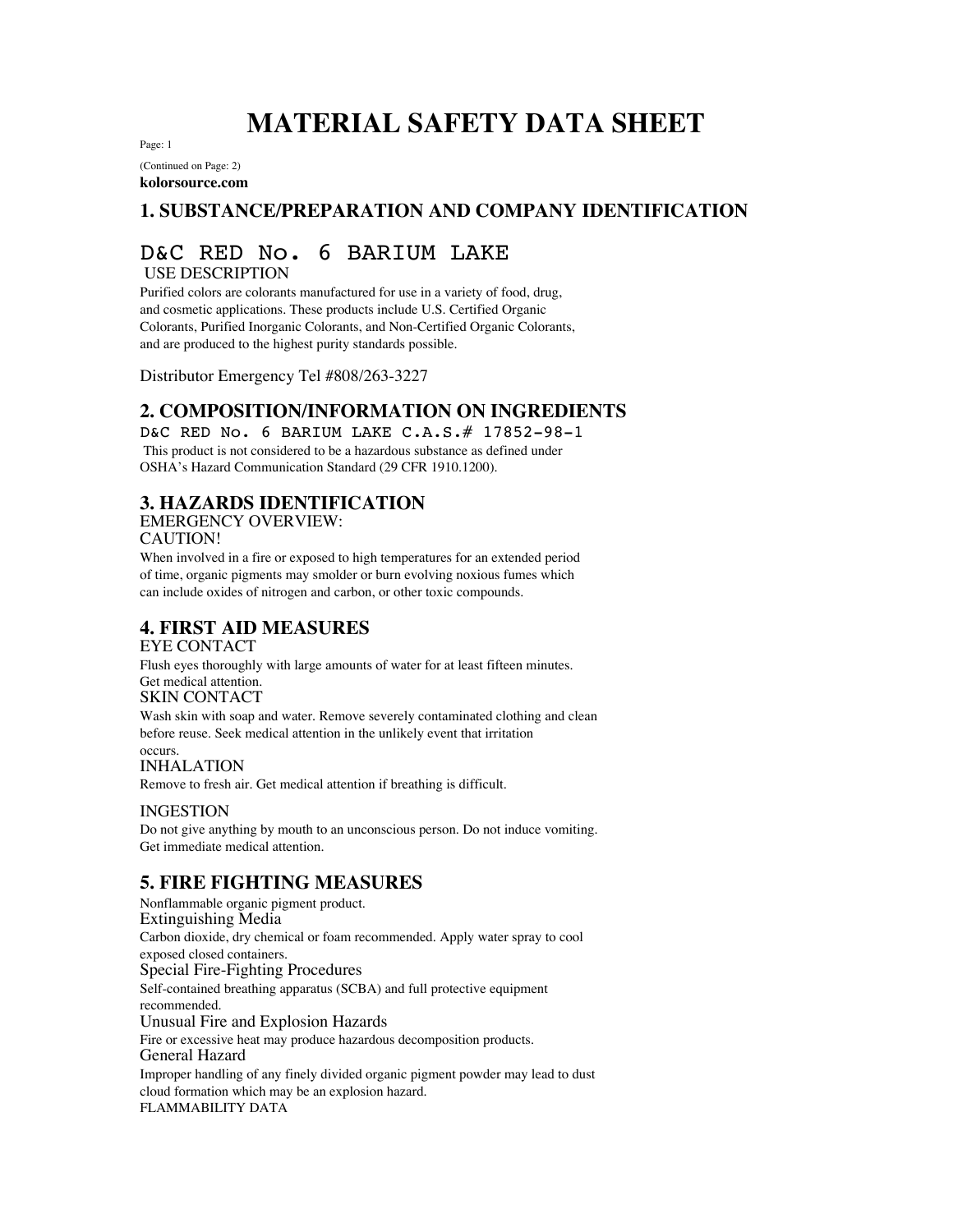# MATERIAL SAFETY DATA SHEET

(Continued on Page: 2)

**kolorsource.com**

## 1. SUBSTANCE/PREPARATION AND COMPANY IDENTIFICATION

### D&C RED No. 6 BARIUM LAKE

USE DESCRIPTION

Purified colors are colorants manufactured for use in a variety of food, drug, and cosmetic applications. These products include U.S. Certified Organic Colorants, Purified Inorganic Colorants, and Non-Certified Organic Colorants, and are produced to the highest purity standards possible.

Distributor Emergency Tel #808/263-3227

## 2. COMPOSITION/INFORMATION ON INGREDIENTS

D&C RED No. 6 BARIUM LAKE C.A.S.# 17852-98-1

This product is not considered to be a hazardous substance as defined under OSHA's Hazard Communication Standard (29 CFR 1910.1200).

## 3. HAZARDS IDENTIFICATION

EMERGENCY OVERVIEW:

CAUTION!

When involved in a fire or exposed to high temperatures for an extended period of time, organic pigments may smolder or burn evolving noxious fumes which can include oxides of nitrogen and carbon, or other toxic compounds.

## 4. FIRST AID MEASURES

EYE CONTACT

Flush eyes thoroughly with large amounts of water for at least fifteen minutes. Get medical attention.

SKIN CONTACT

Wash skin with soap and water. Remove severely contaminated clothing and clean before reuse. Seek medical attention in the unlikely event that irritation occurs.

INHALATION

Remove to fresh air. Get medical attention if breathing is difficult.

INGESTION

Do not give anything by mouth to an unconscious person. Do not induce vomiting. Get immediate medical attention.

## 5. FIRE FIGHTING MEASURES

Nonflammable organic pigment product.

Extinguishing Media

Carbon dioxide, dry chemical or foam recommended. Apply water spray to cool exposed closed containers.

Special Fire-Fighting Procedures

Self-contained breathing apparatus (SCBA) and full protective equipment recommended.

Unusual Fire and Explosion Hazards

Fire or excessive heat may produce hazardous decomposition products.

General Hazard

Improper handling of any finely divided organic pigment powder may lead to dust cloud formation which may be an explosion hazard.

FLAMMABILITY DATA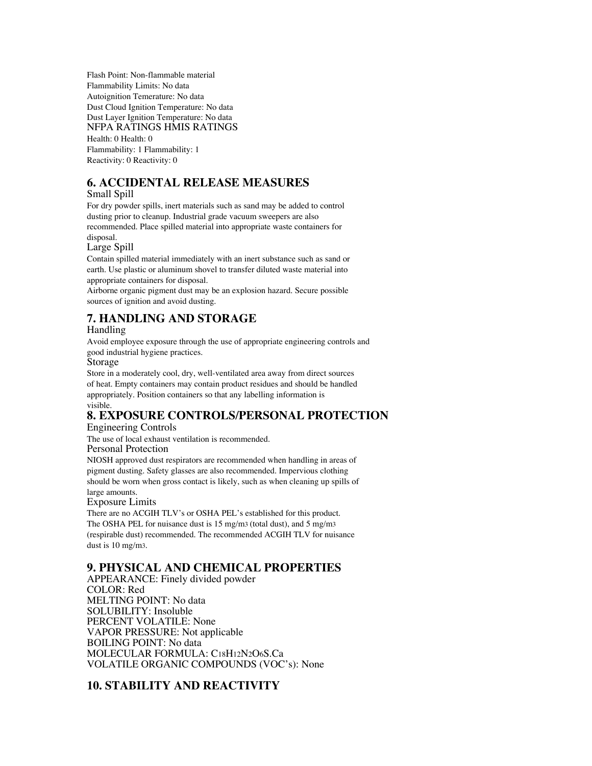Flash Point: Non-flammable material
Flammability Limits: No data
Autoignition Temerature: No data
Dust Cloud Ignition Temperature: No data
Dust Layer Ignition Temperature: No data

| NFPA RATINGS | HMIS RATINGS |
| --- | --- |
| Health: 0 | Health: 0 |
| Flammability: 1 | Flammability: 1 |
| Reactivity: 0 | Reactivity: 0 |

## 6. ACCIDENTAL RELEASE MEASURES

### Small Spill

For dry powder spills, inert materials such as sand may be added to control dusting prior to cleanup. Industrial grade vacuum sweepers are also recommended. Place spilled material into appropriate waste containers for disposal.

### Large Spill

Contain spilled material immediately with an inert substance such as sand or earth. Use plastic or aluminum shovel to transfer diluted waste material into appropriate containers for disposal.
Airborne organic pigment dust may be an explosion hazard. Secure possible sources of ignition and avoid dusting.

## 7. HANDLING AND STORAGE

### Handling

Avoid employee exposure through the use of appropriate engineering controls and good industrial hygiene practices.

### Storage

Store in a moderately cool, dry, well-ventilated area away from direct sources of heat. Empty containers may contain product residues and should be handled appropriately. Position containers so that any labelling information is visible.

## 8. EXPOSURE CONTROLS/PERSONAL PROTECTION

### Engineering Controls

The use of local exhaust ventilation is recommended.

### Personal Protection

NIOSH approved dust respirators are recommended when handling in areas of pigment dusting. Safety glasses are also recommended. Impervious clothing should be worn when gross contact is likely, such as when cleaning up spills of large amounts.

### Exposure Limits

There are no ACGIH TLV's or OSHA PEL's established for this product. The OSHA PEL for nuisance dust is 15 mg/$m^3$ (total dust), and 5 mg/$m^3$ (respirable dust) recommended. The recommended ACGIH TLV for nuisance dust is 10 mg/$m^3$.

## 9. PHYSICAL AND CHEMICAL PROPERTIES

APPEARANCE: Finely divided powder
COLOR: Red
MELTING POINT: No data
SOLUBILITY: Insoluble
PERCENT VOLATILE: None
VAPOR PRESSURE: Not applicable
BOILING POINT: No data
MOLECULAR FORMULA: $C_{18}H_{12}N_2O_6S.Ca$
VOLATILE ORGANIC COMPOUNDS (VOC's): None

## 10. STABILITY AND REACTIVITY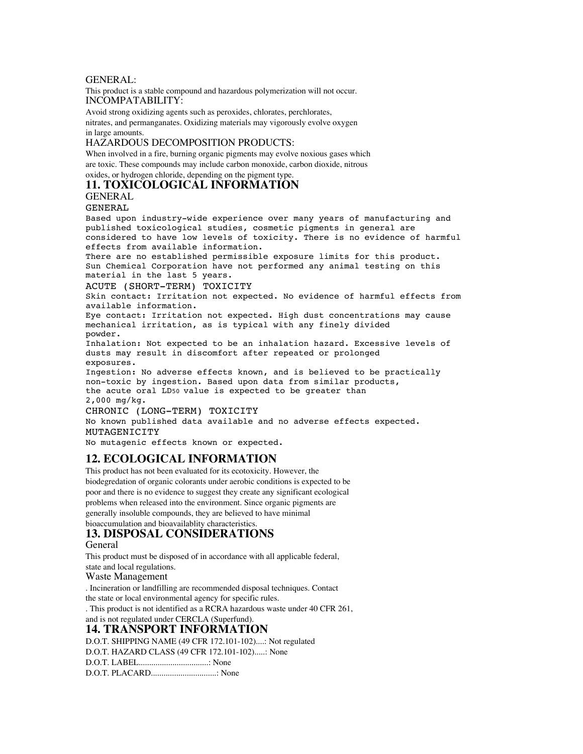GENERAL:

This product is a stable compound and hazardous polymerization will not occur.

INCOMPATABILITY:

Avoid strong oxidizing agents such as peroxides, chlorates, perchlorates, nitrates, and permanganates. Oxidizing materials may vigorously evolve oxygen in large amounts.

HAZARDOUS DECOMPOSITION PRODUCTS:

When involved in a fire, burning organic pigments may evolve noxious gases which are toxic. These compounds may include carbon monoxide, carbon dioxide, nitrous oxides, or hydrogen chloride, depending on the pigment type.

## 11. TOXICOLOGICAL INFORMATION

GENERAL

GENERAL

Based upon industry-wide experience over many years of manufacturing and published toxicological studies, cosmetic pigments in general are considered to have low levels of toxicity. There is no evidence of harmful effects from available information.
There are no established permissible exposure limits for this product.
Sun Chemical Corporation have not performed any animal testing on this material in the last 5 years.

ACUTE (SHORT-TERM) TOXICITY

Skin contact: Irritation not expected. No evidence of harmful effects from available information.
Eye contact: Irritation not expected. High dust concentrations may cause mechanical irritation, as is typical with any finely divided powder.
Inhalation: Not expected to be an inhalation hazard. Excessive levels of dusts may result in discomfort after repeated or prolonged exposures.
Ingestion: No adverse effects known, and is believed to be practically non-toxic by ingestion. Based upon data from similar products, the acute oral $LD_{50}$ value is expected to be greater than 2,000 mg/kg.

CHRONIC (LONG-TERM) TOXICITY

No known published data available and no adverse effects expected.

MUTAGENICITY

No mutagenic effects known or expected.

## 12. ECOLOGICAL INFORMATION

This product has not been evaluated for its ecotoxicity. However, the biodegredation of organic colorants under aerobic conditions is expected to be poor and there is no evidence to suggest they create any significant ecological problems when released into the environment. Since organic pigments are generally insoluble compounds, they are believed to have minimal bioaccumulation and bioavailablity characteristics.

## 13. DISPOSAL CONSIDERATIONS

General

This product must be disposed of in accordance with all applicable federal, state and local regulations.

Waste Management

. Incineration or landfilling are recommended disposal techniques. Contact the state or local environmental agency for specific rules.
. This product is not identified as a RCRA hazardous waste under 40 CFR 261, and is not regulated under CERCLA (Superfund).

## 14. TRANSPORT INFORMATION

D.O.T. SHIPPING NAME (49 CFR 172.101-102)....: Not regulated
D.O.T. HAZARD CLASS (49 CFR 172.101-102).....: None
D.O.T. LABEL.................................: None
D.O.T. PLACARD...............................: None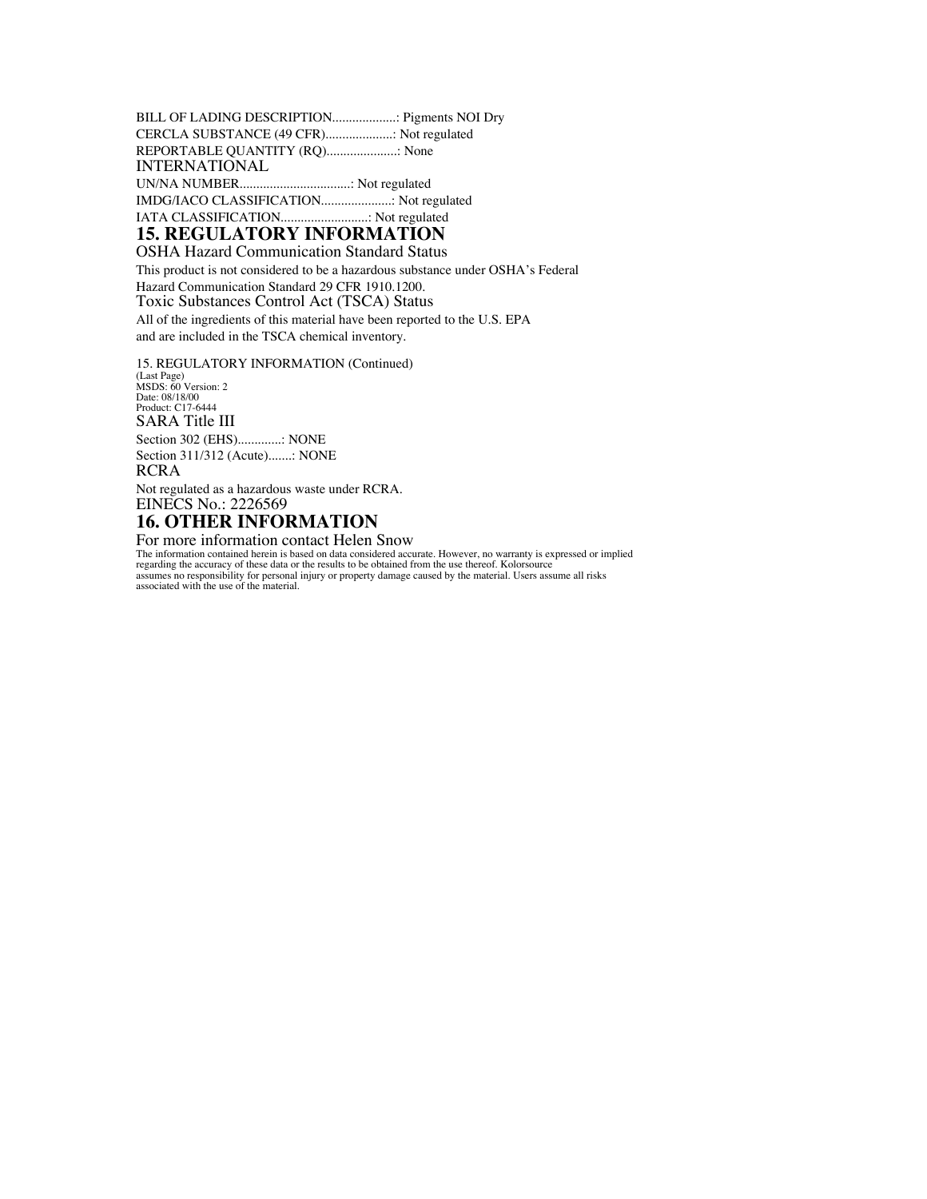BILL OF LADING DESCRIPTION...................: Pigments NOI Dry

CERCLA SUBSTANCE (49 CFR)....................: Not regulated

REPORTABLE QUANTITY (RQ).....................: None

### INTERNATIONAL

UN/NA NUMBER.................................: Not regulated

IMDG/IACO CLASSIFICATION.....................: Not regulated

IATA CLASSIFICATION..........................: Not regulated

## 15. REGULATORY INFORMATION

### OSHA Hazard Communication Standard Status

This product is not considered to be a hazardous substance under OSHA's Federal Hazard Communication Standard 29 CFR 1910.1200.

### Toxic Substances Control Act (TSCA) Status

All of the ingredients of this material have been reported to the U.S. EPA and are included in the TSCA chemical inventory.

15. REGULATORY INFORMATION (Continued)

(Last Page)
MSDS: 60 Version: 2
Date: 08/18/00
Product: C17-6444

### SARA Title III

Section 302 (EHS).............: NONE

Section 311/312 (Acute).......: NONE

### RCRA

Not regulated as a hazardous waste under RCRA.

### EINECS No.: 2226569

## 16. OTHER INFORMATION

### For more information contact Helen Snow

The information contained herein is based on data considered accurate. However, no warranty is expressed or implied regarding the accuracy of these data or the results to be obtained from the use thereof. Kolorsource assumes no responsibility for personal injury or property damage caused by the material. Users assume all risks associated with the use of the material.